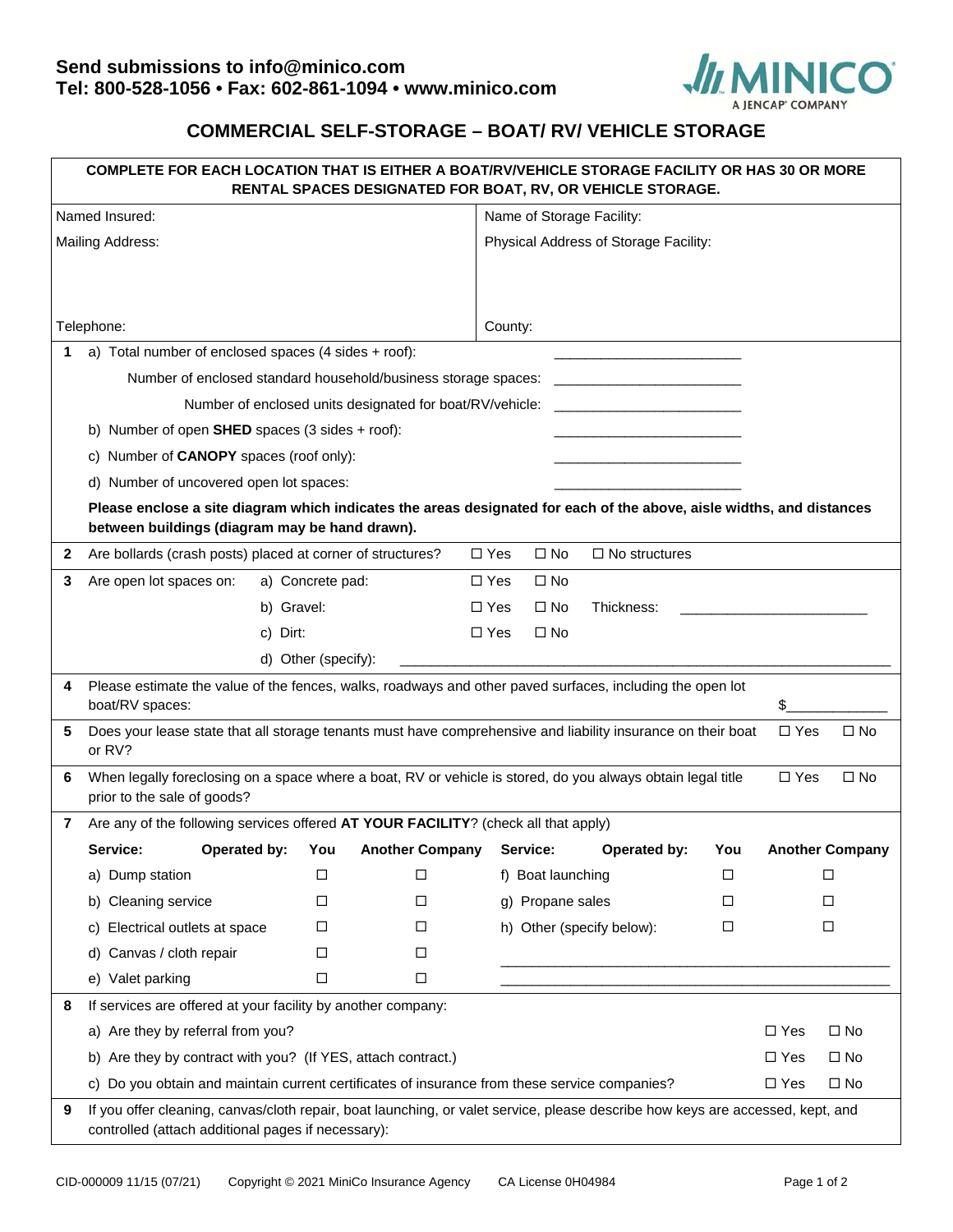Send submissions to info@minico.com
Tel: 800-528-1056 • Fax: 602-861-1094 • www.minico.com

MINICO
A JENCAP® COMPANY

# COMMERCIAL SELF-STORAGE – BOAT/ RV/ VEHICLE STORAGE

**COMPLETE FOR EACH LOCATION THAT IS EITHER A BOAT/RV/VEHICLE STORAGE FACILITY OR HAS 30 OR MORE RENTAL SPACES DESIGNATED FOR BOAT, RV, OR VEHICLE STORAGE.**

| | |
|---|---|
| Named Insured: | Name of Storage Facility: |
| Mailing Address: | Physical Address of Storage Facility: |
| Telephone: | County: |

**1** a) Total number of enclosed spaces (4 sides + roof): ______________________

Number of enclosed standard household/business storage spaces: ______________________

Number of enclosed units designated for boat/RV/vehicle: ______________________

b) Number of open **SHED** spaces (3 sides + roof): ______________________

c) Number of **CANOPY** spaces (roof only): ______________________

d) Number of uncovered open lot spaces: ______________________

**Please enclose a site diagram which indicates the areas designated for each of the above, aisle widths, and distances between buildings (diagram may be hand drawn).**

**2** Are bollards (crash posts) placed at corner of structures? ☐ Yes ☐ No ☐ No structures

**3** Are open lot spaces on:

a) Concrete pad: ☐ Yes ☐ No

b) Gravel: ☐ Yes ☐ No Thickness: ______________________

c) Dirt: ☐ Yes ☐ No

d) Other (specify): ______________________________________________________

**4** Please estimate the value of the fences, walks, roadways and other paved surfaces, including the open lot boat/RV spaces: $____________

**5** Does your lease state that all storage tenants must have comprehensive and liability insurance on their boat or RV? ☐ Yes ☐ No

**6** When legally foreclosing on a space where a boat, RV or vehicle is stored, do you always obtain legal title prior to the sale of goods? ☐ Yes ☐ No

**7** Are any of the following services offered **AT YOUR FACILITY**? (check all that apply)

| **Service:** | **Operated by: You** | **Another Company** | **Service:** | **Operated by: You** | **Another Company** |
|---|---|---|---|---|---|
| a) Dump station | ☐ | ☐ | f) Boat launching | ☐ | ☐ |
| b) Cleaning service | ☐ | ☐ | g) Propane sales | ☐ | ☐ |
| c) Electrical outlets at space | ☐ | ☐ | h) Other (specify below): | ☐ | ☐ |
| d) Canvas / cloth repair | ☐ | ☐ | ______________________ | | |
| e) Valet parking | ☐ | ☐ | ______________________ | | |

**8** If services are offered at your facility by another company:

a) Are they by referral from you? ☐ Yes ☐ No

b) Are they by contract with you? (If YES, attach contract.) ☐ Yes ☐ No

c) Do you obtain and maintain current certificates of insurance from these service companies? ☐ Yes ☐ No

**9** If you offer cleaning, canvas/cloth repair, boat launching, or valet service, please describe how keys are accessed, kept, and controlled (attach additional pages if necessary):

CID-000009 11/15 (07/21) Copyright © 2021 MiniCo Insurance Agency CA License 0H04984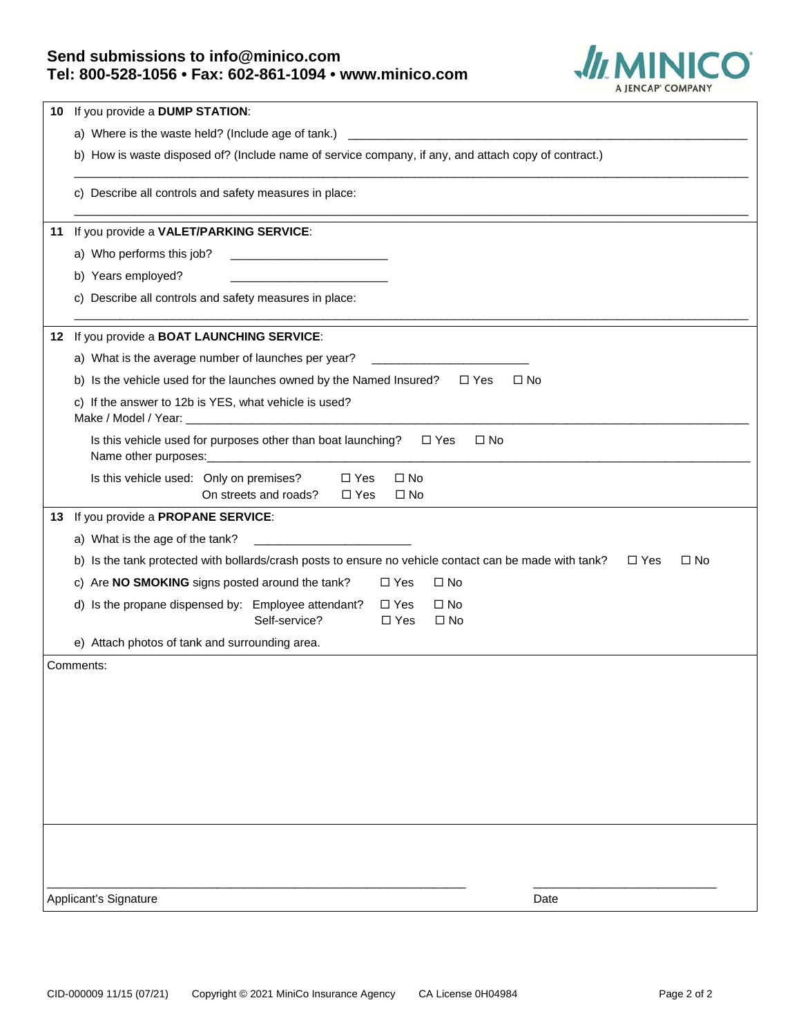**Send submissions to info@minico.com**
**Tel: 800-528-1056 • Fax: 602-861-1094 • www.minico.com**

MINICO
A JENCAP® COMPANY

**10** If you provide a **DUMP STATION**:

a) Where is the waste held? (Include age of tank.) ______________________________

b) How is waste disposed of? (Include name of service company, if any, and attach copy of contract.)

______________________________

c) Describe all controls and safety measures in place:

______________________________

**11** If you provide a **VALET/PARKING SERVICE**:

a) Who performs this job? ____________________

b) Years employed? ____________________

c) Describe all controls and safety measures in place:

______________________________

**12** If you provide a **BOAT LAUNCHING SERVICE**:

a) What is the average number of launches per year? ____________________

b) Is the vehicle used for the launches owned by the Named Insured? ☐ Yes ☐ No

c) If the answer to 12b is YES, what vehicle is used?
Make / Model / Year: ______________________________

Is this vehicle used for purposes other than boat launching? ☐ Yes ☐ No
Name other purposes:______________________________

Is this vehicle used: Only on premises? ☐ Yes ☐ No
On streets and roads? ☐ Yes ☐ No

**13** If you provide a **PROPANE SERVICE**:

a) What is the age of the tank? ____________________

b) Is the tank protected with bollards/crash posts to ensure no vehicle contact can be made with tank? ☐ Yes ☐ No

c) Are **NO SMOKING** signs posted around the tank? ☐ Yes ☐ No

d) Is the propane dispensed by: Employee attendant? ☐ Yes ☐ No
Self-service? ☐ Yes ☐ No

e) Attach photos of tank and surrounding area.

Comments:

______________________________ ____________________
Applicant's Signature Date

CID-000009 11/15 (07/21) Copyright © 2021 MiniCo Insurance Agency CA License 0H04984